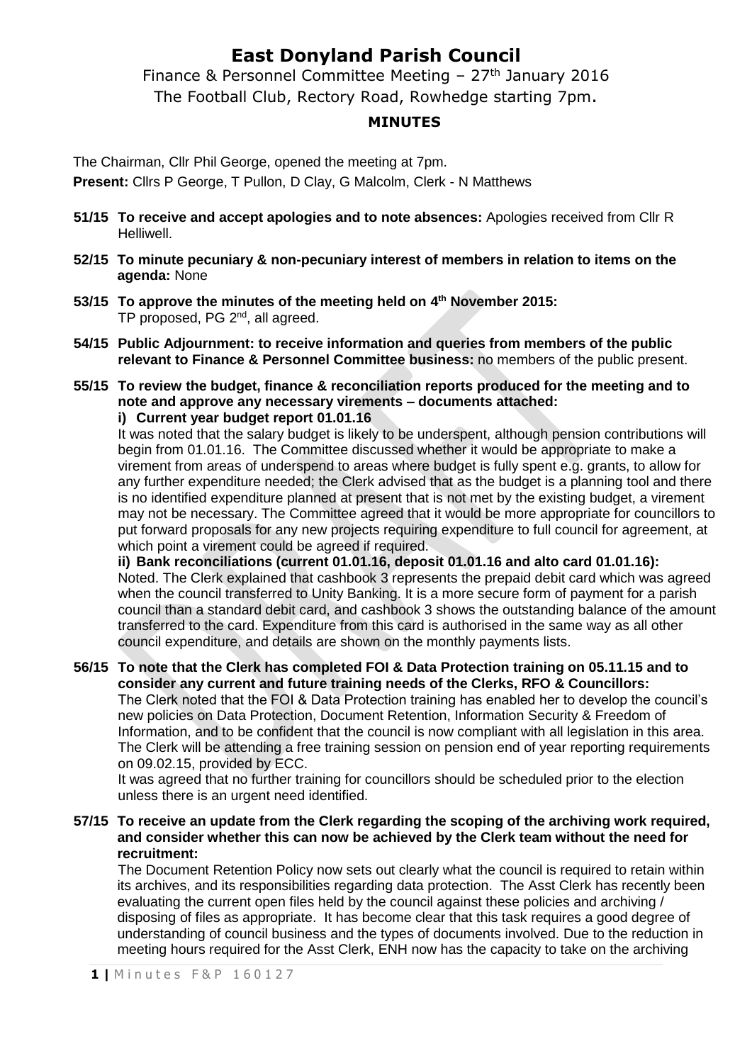# East Donyland Parish Council

Finance & Personnel Committee Meeting – 27th January 2016

The Football Club, Rectory Road, Rowhedge starting 7pm.

**MINUTES**

The Chairman, Cllr Phil George, opened the meeting at 7pm.

**Present:** Cllrs P George, T Pullon, D Clay, G Malcolm, Clerk - N Matthews

**51/15 To receive and accept apologies and to note absences:** Apologies received from Cllr R Helliwell.

**52/15 To minute pecuniary & non-pecuniary interest of members in relation to items on the agenda:** None

**53/15 To approve the minutes of the meeting held on 4th November 2015:**
TP proposed, PG 2nd, all agreed.

**54/15 Public Adjournment: to receive information and queries from members of the public relevant to Finance & Personnel Committee business:** no members of the public present.

**55/15 To review the budget, finance & reconciliation reports produced for the meeting and to note and approve any necessary virements – documents attached:**

**i) Current year budget report 01.01.16**

It was noted that the salary budget is likely to be underspent, although pension contributions will begin from 01.01.16. The Committee discussed whether it would be appropriate to make a virement from areas of underspend to areas where budget is fully spent e.g. grants, to allow for any further expenditure needed; the Clerk advised that as the budget is a planning tool and there is no identified expenditure planned at present that is not met by the existing budget, a virement may not be necessary. The Committee agreed that it would be more appropriate for councillors to put forward proposals for any new projects requiring expenditure to full council for agreement, at which point a virement could be agreed if required.

**ii) Bank reconciliations (current 01.01.16, deposit 01.01.16 and alto card 01.01.16):**
Noted. The Clerk explained that cashbook 3 represents the prepaid debit card which was agreed when the council transferred to Unity Banking. It is a more secure form of payment for a parish council than a standard debit card, and cashbook 3 shows the outstanding balance of the amount transferred to the card. Expenditure from this card is authorised in the same way as all other council expenditure, and details are shown on the monthly payments lists.

**56/15 To note that the Clerk has completed FOI & Data Protection training on 05.11.15 and to consider any current and future training needs of the Clerks, RFO & Councillors:**

The Clerk noted that the FOI & Data Protection training has enabled her to develop the council's new policies on Data Protection, Document Retention, Information Security & Freedom of Information, and to be confident that the council is now compliant with all legislation in this area. The Clerk will be attending a free training session on pension end of year reporting requirements on 09.02.15, provided by ECC.

It was agreed that no further training for councillors should be scheduled prior to the election unless there is an urgent need identified.

**57/15 To receive an update from the Clerk regarding the scoping of the archiving work required, and consider whether this can now be achieved by the Clerk team without the need for recruitment:**

The Document Retention Policy now sets out clearly what the council is required to retain within its archives, and its responsibilities regarding data protection. The Asst Clerk has recently been evaluating the current open files held by the council against these policies and archiving / disposing of files as appropriate. It has become clear that this task requires a good degree of understanding of council business and the types of documents involved. Due to the reduction in meeting hours required for the Asst Clerk, ENH now has the capacity to take on the archiving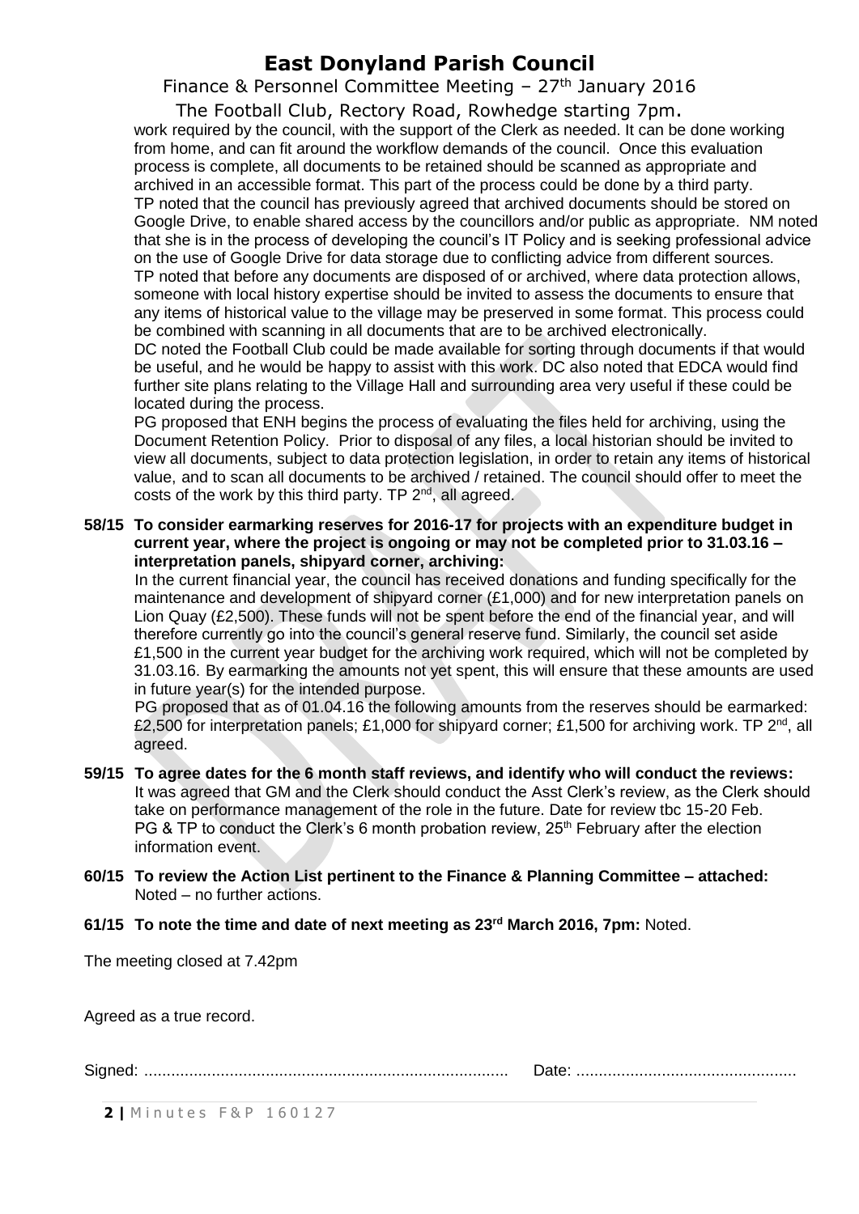# East Donyland Parish Council

Finance & Personnel Committee Meeting – 27th January 2016

The Football Club, Rectory Road, Rowhedge starting 7pm.

work required by the council, with the support of the Clerk as needed. It can be done working from home, and can fit around the workflow demands of the council. Once this evaluation process is complete, all documents to be retained should be scanned as appropriate and archived in an accessible format. This part of the process could be done by a third party. TP noted that the council has previously agreed that archived documents should be stored on Google Drive, to enable shared access by the councillors and/or public as appropriate. NM noted that she is in the process of developing the council's IT Policy and is seeking professional advice on the use of Google Drive for data storage due to conflicting advice from different sources. TP noted that before any documents are disposed of or archived, where data protection allows, someone with local history expertise should be invited to assess the documents to ensure that any items of historical value to the village may be preserved in some format. This process could be combined with scanning in all documents that are to be archived electronically.

DC noted the Football Club could be made available for sorting through documents if that would be useful, and he would be happy to assist with this work. DC also noted that EDCA would find further site plans relating to the Village Hall and surrounding area very useful if these could be located during the process.

PG proposed that ENH begins the process of evaluating the files held for archiving, using the Document Retention Policy. Prior to disposal of any files, a local historian should be invited to view all documents, subject to data protection legislation, in order to retain any items of historical value, and to scan all documents to be archived / retained. The council should offer to meet the costs of the work by this third party. TP 2nd, all agreed.

**58/15 To consider earmarking reserves for 2016-17 for projects with an expenditure budget in current year, where the project is ongoing or may not be completed prior to 31.03.16 – interpretation panels, shipyard corner, archiving:**

In the current financial year, the council has received donations and funding specifically for the maintenance and development of shipyard corner (£1,000) and for new interpretation panels on Lion Quay (£2,500). These funds will not be spent before the end of the financial year, and will therefore currently go into the council's general reserve fund. Similarly, the council set aside £1,500 in the current year budget for the archiving work required, which will not be completed by 31.03.16. By earmarking the amounts not yet spent, this will ensure that these amounts are used in future year(s) for the intended purpose.

PG proposed that as of 01.04.16 the following amounts from the reserves should be earmarked: £2,500 for interpretation panels; £1,000 for shipyard corner; £1,500 for archiving work. TP 2nd, all agreed.

**59/15 To agree dates for the 6 month staff reviews, and identify who will conduct the reviews:**

It was agreed that GM and the Clerk should conduct the Asst Clerk's review, as the Clerk should take on performance management of the role in the future. Date for review tbc 15-20 Feb. PG & TP to conduct the Clerk's 6 month probation review, 25th February after the election information event.

**60/15 To review the Action List pertinent to the Finance & Planning Committee – attached:** Noted – no further actions.

**61/15 To note the time and date of next meeting as 23rd March 2016, 7pm:** Noted.

The meeting closed at 7.42pm

Agreed as a true record.

Signed: ................................................................................ Date: ................................................